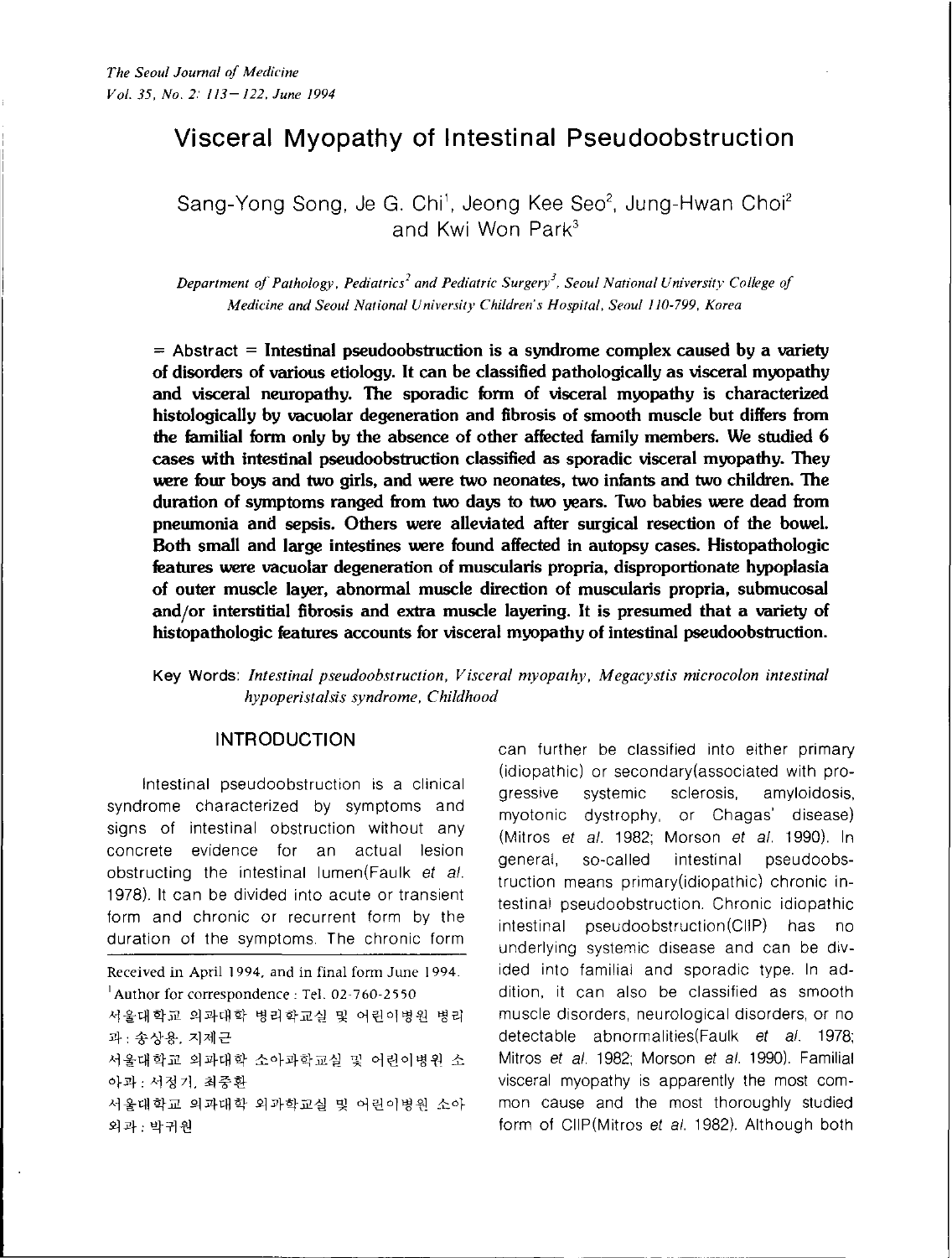# Visceral Myopathy of Intestinal Pseudoobstruction

Sang-Yong Song, Je G. Chi[1], Jeong Kee Seo[2], Jung-Hwan Choi[2] and Kwi Won Park[3]

*Department of Pathology, Pediatrics[2] and Pediatric Surgery[3], Seoul National University College of Medicine and Seoul National University Children's Hospital, Seoul 110-799, Korea*

= Abstract = **Intestinal pseudoobstruction is a syndrome complex caused by a variety of disorders of various etiology. It can be classified pathologically as visceral myopathy and visceral neuropathy. The sporadic form of visceral myopathy is characterized histologically by vacuolar degeneration and fibrosis of smooth muscle but differs from the familial form only by the absence of other affected family members. We studied 6 cases with intestinal pseudoobstruction classified as sporadic visceral myopathy. They were four boys and two girls, and were two neonates, two infants and two children. The duration of symptoms ranged from two days to two years. Two babies were dead from pneumonia and sepsis. Others were alleviated after surgical resection of the bowel. Both small and large intestines were found affected in autopsy cases. Histopathologic features were vacuolar degeneration of muscularis propria, disproportionate hypoplasia of outer muscle layer, abnormal muscle direction of muscularis propria, submucosal and/or interstitial fibrosis and extra muscle layering. It is presumed that a variety of histopathologic features accounts for visceral myopathy of intestinal pseudoobstruction.**

Key Words: *Intestinal pseudoobstruction, Visceral myopathy, Megacystis microcolon intestinal hypoperistalsis syndrome, Childhood*

## INTRODUCTION

Intestinal pseudoobstruction is a clinical syndrome characterized by symptoms and signs of intestinal obstruction without any concrete evidence for an actual lesion obstructing the intestinal lumen(Faulk *et al.* 1978). It can be divided into acute or transient form and chronic or recurrent form by the duration of the symptoms. The chronic form can further be classified into either primary (idiopathic) or secondary(associated with progressive systemic sclerosis, amyloidosis, myotonic dystrophy, or Chagas' disease) (Mitros *et al.* 1982; Morson *et al.* 1990). In general, so-called intestinal pseudoobstruction means primary(idiopathic) chronic intestinal pseudoobstruction. Chronic idiopathic intestinal pseudoobstruction(CIIP) has no underlying systemic disease and can be divided into familial and sporadic type. In addition, it can also be classified as smooth muscle disorders, neurological disorders, or no detectable abnormalities(Faulk *et al.* 1978; Mitros *et al.* 1982; Morson *et al.* 1990). Familial visceral myopathy is apparently the most common cause and the most thoroughly studied form of CIIP(Mitros *et al.* 1982). Although both

Received in April 1994, and in final form June 1994.

[1]Author for correspondence : Tel. 02-760-2550

서울대학교 의과대학 병리학교실 및 어린이병원 병리과 : 송상용, 지제근

서울대학교 의과대학 소아과학교실 및 어린이병원 소아과 : 서정기, 최중환

서울대학교 의과대학 외과학교실 및 어린이병원 소아외과 : 박귀원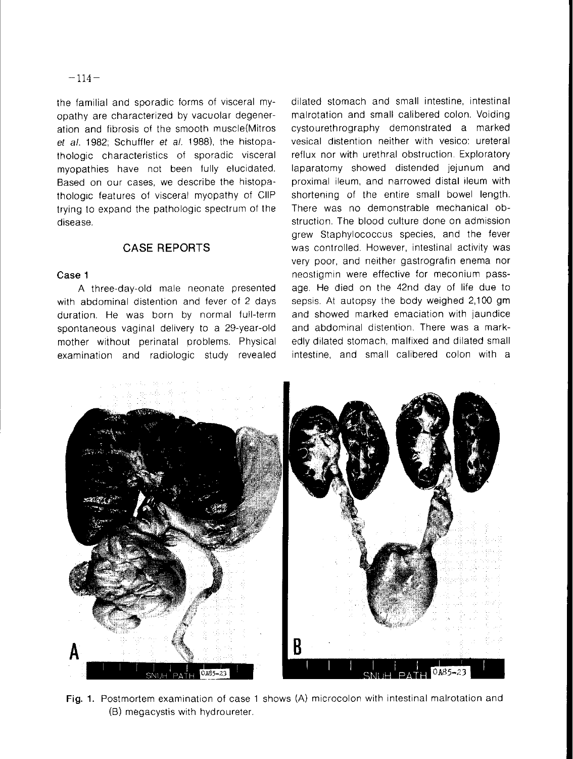the familial and sporadic forms of visceral myopathy are characterized by vacuolar degeneration and fibrosis of the smooth muscle(Mitros *et al.* 1982; Schuffler *et al.* 1988), the histopathologic characteristics of sporadic visceral myopathies have not been fully elucidated. Based on our cases, we describe the histopathologic features of visceral myopathy of CIIP trying to expand the pathologic spectrum of the disease.

## CASE REPORTS

### Case 1

A three-day-old male neonate presented with abdominal distention and fever of 2 days duration. He was born by normal full-term spontaneous vaginal delivery to a 29-year-old mother without perinatal problems. Physical examination and radiologic study revealed dilated stomach and small intestine, intestinal malrotation and small calibered colon. Voiding cystourethrography demonstrated a marked vesical distention neither with vesico: ureteral reflux nor with urethral obstruction. Exploratory laparatomy showed distended jejunum and proximal ileum, and narrowed distal ileum with shortening of the entire small bowel length. There was no demonstrable mechanical obstruction. The blood culture done on admission grew Staphylococcus species, and the fever was controlled. However, intestinal activity was very poor, and neither gastrografin enema nor neostigmin were effective for meconium passage. He died on the 42nd day of life due to sepsis. At autopsy the body weighed 2,100 gm and showed marked emaciation with jaundice and abdominal distention. There was a markedly dilated stomach, malfixed and dilated small intestine, and small calibered colon with a

Fig. 1. Postmortem examination of case 1 shows (A) microcolon with intestinal malrotation and (B) megacystis with hydroureter.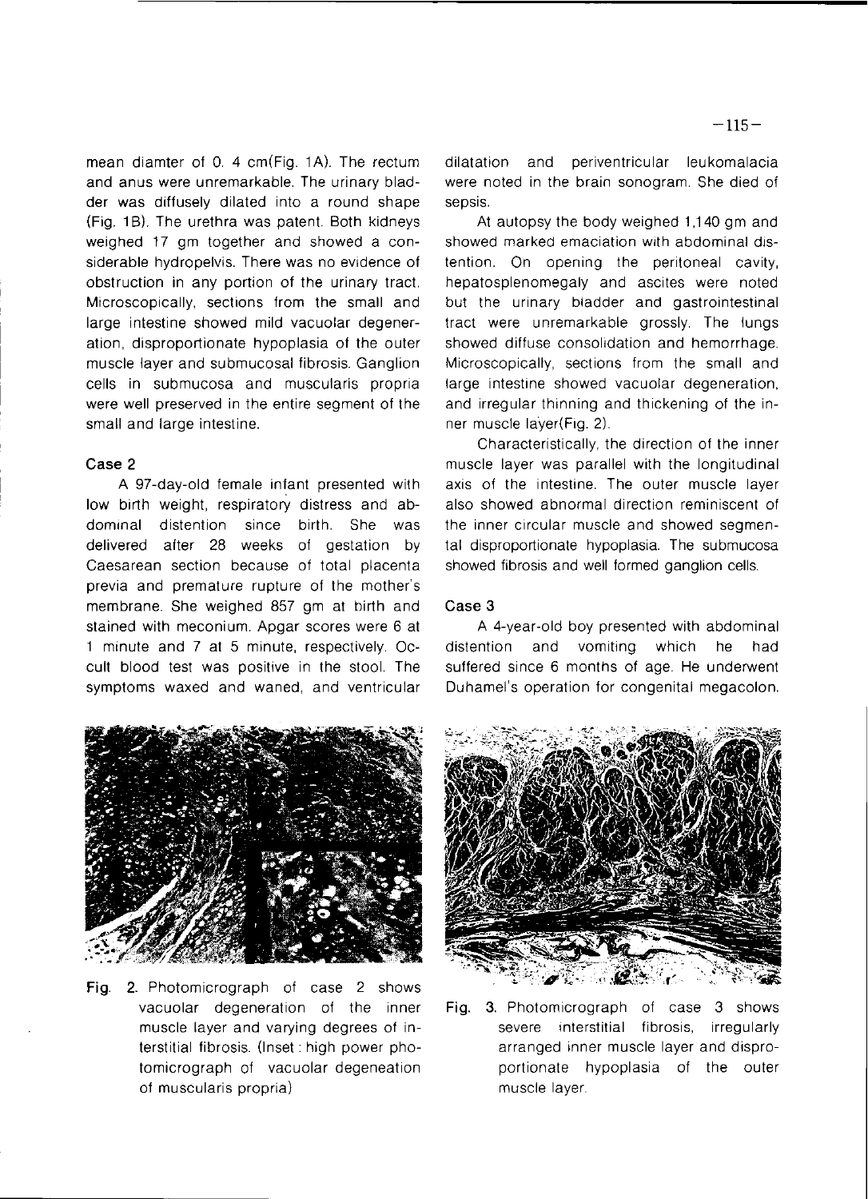mean diamter of 0. 4 cm(Fig. 1A). The rectum and anus were unremarkable. The urinary bladder was diffusely dilated into a round shape (Fig. 1B). The urethra was patent. Both kidneys weighed 17 gm together and showed a considerable hydropelvis. There was no evidence of obstruction in any portion of the urinary tract. Microscopically, sections from the small and large intestine showed mild vacuolar degeneration, disproportionate hypoplasia of the outer muscle layer and submucosal fibrosis. Ganglion cells in submucosa and muscularis propria were well preserved in the entire segment of the small and large intestine.

### Case 2

A 97-day-old female infant presented with low birth weight, respiratory distress and abdominal distention since birth. She was delivered after 28 weeks of gestation by Caesarean section because of total placenta previa and premature rupture of the mother's membrane. She weighed 857 gm at birth and stained with meconium. Apgar scores were 6 at 1 minute and 7 at 5 minute, respectively. Occult blood test was positive in the stool. The symptoms waxed and waned, and ventricular dilatation and periventricular leukomalacia were noted in the brain sonogram. She died of sepsis.

At autopsy the body weighed 1,140 gm and showed marked emaciation with abdominal distention. On opening the peritoneal cavity, hepatosplenomegaly and ascites were noted but the urinary bladder and gastrointestinal tract were unremarkable grossly. The lungs showed diffuse consolidation and hemorrhage. Microscopically, sections from the small and large intestine showed vacuolar degeneration, and irregular thinning and thickening of the inner muscle layer(Fig. 2).

Characteristically, the direction of the inner muscle layer was parallel with the longitudinal axis of the intestine. The outer muscle layer also showed abnormal direction reminiscent of the inner circular muscle and showed segmental disproportionate hypoplasia. The submucosa showed fibrosis and well formed ganglion cells.

### Case 3

A 4-year-old boy presented with abdominal distention and vomiting which he had suffered since 6 months of age. He underwent Duhamel's operation for congenital megacolon.

Fig. 2. Photomicrograph of case 2 shows vacuolar degeneration of the inner muscle layer and varying degrees of interstitial fibrosis. (Inset : high power photomicrograph of vacuolar degeneation of muscularis propria)

Fig. 3. Photomicrograph of case 3 shows severe interstitial fibrosis, irregularly arranged inner muscle layer and disproportionate hypoplasia of the outer muscle layer.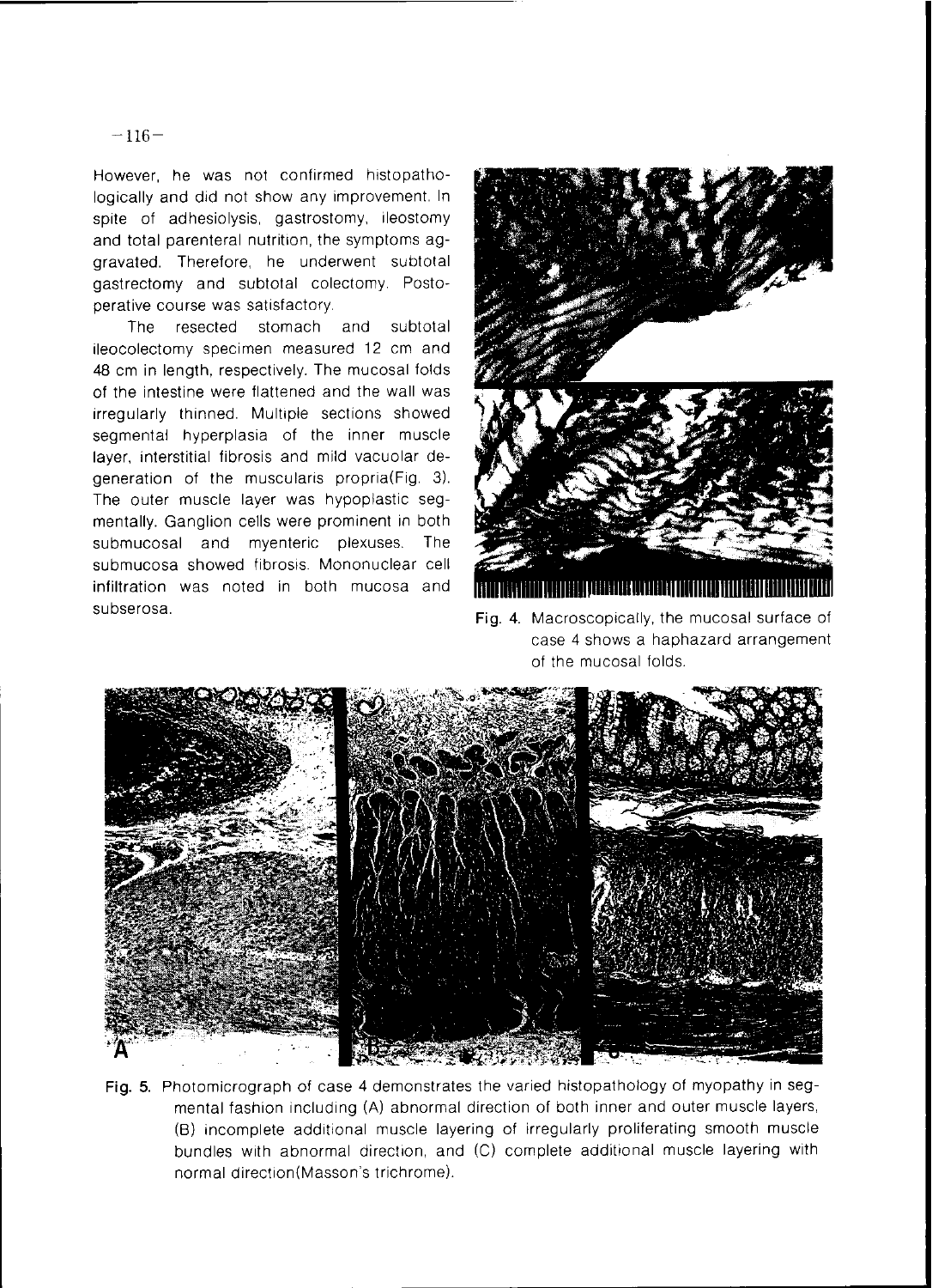However, he was not confirmed histopathologically and did not show any improvement. In spite of adhesiolysis, gastrostomy, ileostomy and total parenteral nutrition, the symptoms aggravated. Therefore, he underwent subtotal gastrectomy and subtotal colectomy. Postoperative course was satisfactory.

The resected stomach and subtotal ileocolectomy specimen measured 12 cm and 48 cm in length, respectively. The mucosal folds of the intestine were flattened and the wall was irregularly thinned. Multiple sections showed segmental hyperplasia of the inner muscle layer, interstitial fibrosis and mild vacuolar degeneration of the muscularis propria(Fig. 3). The outer muscle layer was hypoplastic segmentally. Ganglion cells were prominent in both submucosal and myenteric plexuses. The submucosa showed fibrosis. Mononuclear cell infiltration was noted in both mucosa and subserosa.

**Fig. 4.** Macroscopically, the mucosal surface of case 4 shows a haphazard arrangement of the mucosal folds.

**Fig. 5.** Photomicrograph of case 4 demonstrates the varied histopathology of myopathy in segmental fashion including (A) abnormal direction of both inner and outer muscle layers, (B) incomplete additional muscle layering of irregularly proliferating smooth muscle bundles with abnormal direction, and (C) complete additional muscle layering with normal direction(Masson's trichrome).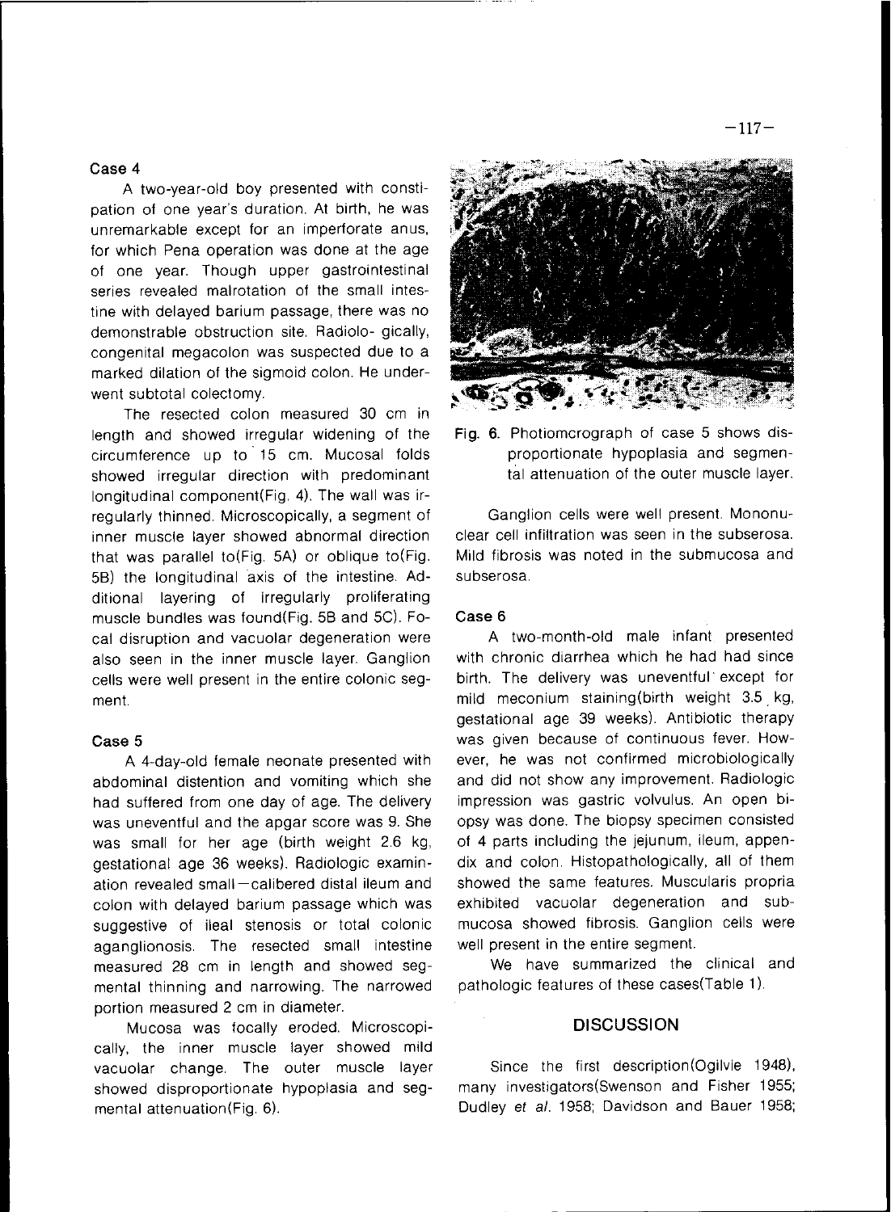### Case 4

A two-year-old boy presented with constipation of one year's duration. At birth, he was unremarkable except for an imperforate anus, for which Pena operation was done at the age of one year. Though upper gastrointestinal series revealed malrotation of the small intestine with delayed barium passage, there was no demonstrable obstruction site. Radiolo- gically, congenital megacolon was suspected due to a marked dilation of the sigmoid colon. He underwent subtotal colectomy.

The resected colon measured 30 cm in length and showed irregular widening of the circumference up to 15 cm. Mucosal folds showed irregular direction with predominant longitudinal component(Fig. 4). The wall was irregularly thinned. Microscopically, a segment of inner muscle layer showed abnormal direction that was parallel to(Fig. 5A) or oblique to(Fig. 5B) the longitudinal axis of the intestine. Additional layering of irregularly proliferating muscle bundles was found(Fig. 5B and 5C). Focal disruption and vacuolar degeneration were also seen in the inner muscle layer. Ganglion cells were well present in the entire colonic segment.

### Case 5

A 4-day-old female neonate presented with abdominal distention and vomiting which she had suffered from one day of age. The delivery was uneventful and the apgar score was 9. She was small for her age (birth weight 2.6 kg, gestational age 36 weeks). Radiologic examination revealed small−calibered distal ileum and colon with delayed barium passage which was suggestive of ileal stenosis or total colonic aganglionosis. The resected small intestine measured 28 cm in length and showed segmental thinning and narrowing. The narrowed portion measured 2 cm in diameter.

Mucosa was focally eroded. Microscopically, the inner muscle layer showed mild vacuolar change. The outer muscle layer showed disproportionate hypoplasia and segmental attenuation(Fig. 6).

Fig. 6. Photiomcrograph of case 5 shows disproportionate hypoplasia and segmental attenuation of the outer muscle layer.

Ganglion cells were well present. Mononuclear cell infiltration was seen in the subserosa. Mild fibrosis was noted in the submucosa and subserosa.

### Case 6

A two-month-old male infant presented with chronic diarrhea which he had had since birth. The delivery was uneventful except for mild meconium staining(birth weight 3.5 kg, gestational age 39 weeks). Antibiotic therapy was given because of continuous fever. However, he was not confirmed microbiologically and did not show any improvement. Radiologic impression was gastric volvulus. An open biopsy was done. The biopsy specimen consisted of 4 parts including the jejunum, ileum, appendix and colon. Histopathologically, all of them showed the same features. Muscularis propria exhibited vacuolar degeneration and submucosa showed fibrosis. Ganglion cells were well present in the entire segment.

We have summarized the clinical and pathologic features of these cases(Table 1).

## DISCUSSION

Since the first description(Ogilvie 1948), many investigators(Swenson and Fisher 1955; Dudley *et al.* 1958; Davidson and Bauer 1958;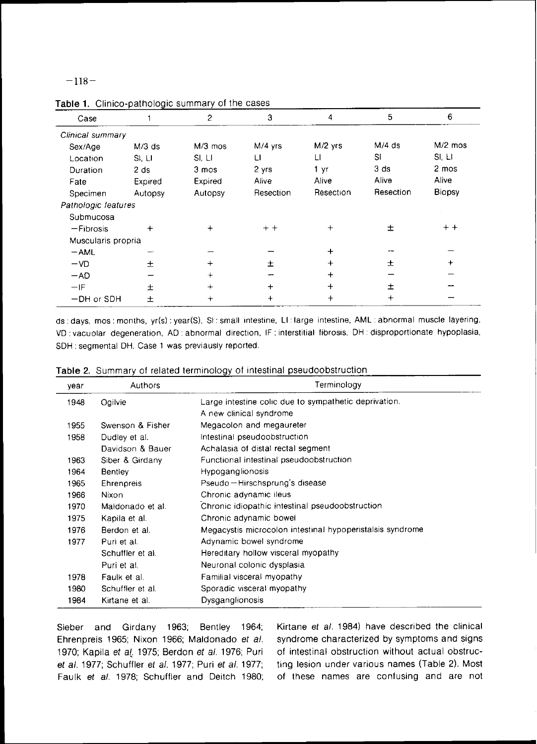**Table 1.** Clinico-pathologic summary of the cases

| Case | 1 | 2 | 3 | 4 | 5 | 6 |
|---|---|---|---|---|---|---|
| *Clinical summary* | | | | | | |
| Sex/Age | M/3 ds | M/3 mos | M/4 yrs | M/2 yrs | M/4 ds | M/2 mos |
| Location | SI, LI | SI, LI | LI | LI | SI | SI, LI |
| Duration | 2 ds | 3 mos | 2 yrs | 1 yr | 3 ds | 2 mos |
| Fate | Expired | Expired | Alive | Alive | Alive | Alive |
| Specimen | Autopsy | Autopsy | Resection | Resection | Resection | Biopsy |
| *Pathologic features* | | | | | | |
| Submucosa | | | | | | |
| −Fibrosis | + | + | ++ | + | ± | ++ |
| Muscularis propria | | | | | | |
| −AML | − | − | − | + | − | − |
| −VD | ± | + | ± | + | ± | + |
| −AD | − | + | − | + | − | − |
| −IF | ± | + | + | + | ± | − |
| −DH or SDH | ± | + | + | + | + | − |

ds : days, mos : months, yr(s) : year(S), SI : small intestine, LI : large intestine, AML : abnormal muscle layering, VD : vacuolar degeneration, AD : abnormal direction, IF : interstitial fibrosis, DH : disproportionate hypoplasia, SDH : segmental DH. Case 1 was previausly reported.

**Table 2.** Summary of related terminology of intestinal pseudoobstruction

| year | Authors | Terminology |
|---|---|---|
| 1948 | Ogilvie | Large intestine colic due to sympathetic deprivation. A new clinical syndrome |
| 1955 | Swenson & Fisher | Megacolon and megaureter |
| 1958 | Dudley et al. | Intestinal pseudoobstruction |
| | Davidson & Bauer | Achalasia of distal rectal segment |
| 1963 | Siber & Girdany | Functional intestinal pseudoobstruction |
| 1964 | Bentley | Hypoganglionosis |
| 1965 | Ehrenpreis | Pseudo−Hirschsprung's disease |
| 1966 | Nixon | Chronic adynamic ileus |
| 1970 | Maldonado et al. | Chronic idiopathic intestinal pseudoobstruction |
| 1975 | Kapila et al. | Chronic adynamic bowel |
| 1976 | Berdon et al. | Megacystis microcolon intestinal hypoperistalsis syndrome |
| 1977 | Puri et al. | Adynamic bowel syndrome |
| | Schuffler et al. | Hereditary hollow visceral myopathy |
| | Puri et al. | Neuronal colonic dysplasia |
| 1978 | Faulk et al. | Familial visceral myopathy |
| 1980 | Schuffler et al. | Sporadic visceral myopathy |
| 1984 | Kirtane et al. | Dysganglionosis |

Sieber and Girdany 1963; Bentley 1964; Ehrenpreis 1965; Nixon 1966; Maldonado *et al.* 1970; Kapila *et al.* 1975; Berdon *et al.* 1976; Puri *et al.* 1977; Schuffler *et al.* 1977; Puri *et al.* 1977; Faulk *et al.* 1978; Schuffler and Deitch 1980; Kirtane *et al.* 1984) have described the clinical syndrome characterized by symptoms and signs of intestinal obstruction without actual obstructing lesion under various names (Table 2). Most of these names are confusing and are not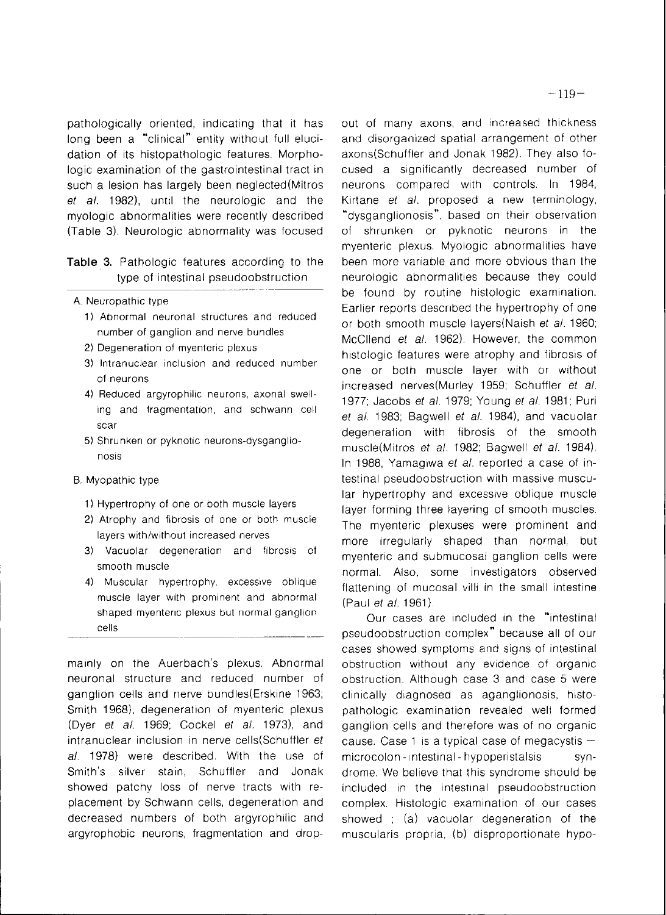pathologically oriented, indicating that it has long been a "clinical" entity without full elucidation of its histopathologic features. Morphologic examination of the gastrointestinal tract in such a lesion has largely been neglected(Mitros *et al.* 1982), until the neurologic and the myologic abnormalities were recently described (Table 3). Neurologic abnormality was focused mainly on the Auerbach's plexus. Abnormal neuronal structure and reduced number of ganglion cells and nerve bundles(Erskine 1963; Smith 1968), degeneration of myenteric plexus (Dyer *et al.* 1969; Cockel *et al.* 1973), and intranuclear inclusion in nerve cells(Schuffler *et al.* 1978) were described. With the use of Smith's silver stain, Schuffler and Jonak showed patchy loss of nerve tracts with replacement by Schwann cells, degeneration and decreased numbers of both argyrophilic and argyrophobic neurons, fragmentation and dropout of many axons, and increased thickness and disorganized spatial arrangement of other axons(Schuffler and Jonak 1982). They also focused a significantly decreased number of neurons compared with controls. In 1984, Kirtane *et al.* proposed a new terminology, "dysganglionosis", based on their observation of shrunken or pyknotic neurons in the myenteric plexus. Myologic abnormalities have been more variable and more obvious than the neurologic abnormalities because they could be found by routine histologic examination. Earlier reports described the hypertrophy of one or both smooth muscle layers(Naish *et al.* 1960; McCllend *et al.* 1962). However, the common histologic features were atrophy and fibrosis of one or both muscle layer with or without increased nerves(Murley 1959; Schuffler *et al.* 1977; Jacobs *et al.* 1979; Young *et al.* 1981; Puri *et al.* 1983; Bagwell *et al.* 1984), and vacuolar degeneration with fibrosis of the smooth muscle(Mitros *et al.* 1982; Bagwell *et al.* 1984). In 1988, Yamagiwa *et al.* reported a case of intestinal pseudoobstruction with massive muscular hypertrophy and excessive oblique muscle layer forming three layering of smooth muscles. The myenteric plexuses were prominent and more irregularly shaped than normal, but myenteric and submucosal ganglion cells were normal. Also, some investigators observed flattening of mucosal villi in the small intestine (Paul *et al.* 1961).

**Table 3.** Pathologic features according to the type of intestinal pseudoobstruction

A. Neuropathic type

1) Abnormal neuronal structures and reduced number of ganglion and nerve bundles
2) Degeneration of myenteric plexus
3) Intranuclear inclusion and reduced number of neurons
4) Reduced argyrophilic neurons, axonal swelling and fragmentation, and schwann cell scar
5) Shrunken or pyknotic neurons-dysganglionosis

B. Myopathic type

1) Hypertrophy of one or both muscle layers
2) Atrophy and fibrosis of one or both muscle layers with/without increased nerves
3) Vacuolar degeneration and fibrosis of smooth muscle
4) Muscular hypertrophy, excessive oblique muscle layer with prominent and abnormal shaped myenteric plexus but normal ganglion cells

Our cases are included in the "intestinal pseudoobstruction complex" because all of our cases showed symptoms and signs of intestinal obstruction without any evidence of organic obstruction. Although case 3 and case 5 were clinically diagnosed as aganglionosis, histopathologic examination revealed well formed ganglion cells and therefore was of no organic cause. Case 1 is a typical case of megacystis — microcolon - intestinal - hypoperistalsis syndrome. We believe that this syndrome should be included in the intestinal pseudoobstruction complex. Histologic examination of our cases showed ; (a) vacuolar degeneration of the muscularis propria, (b) disproportionate hypo-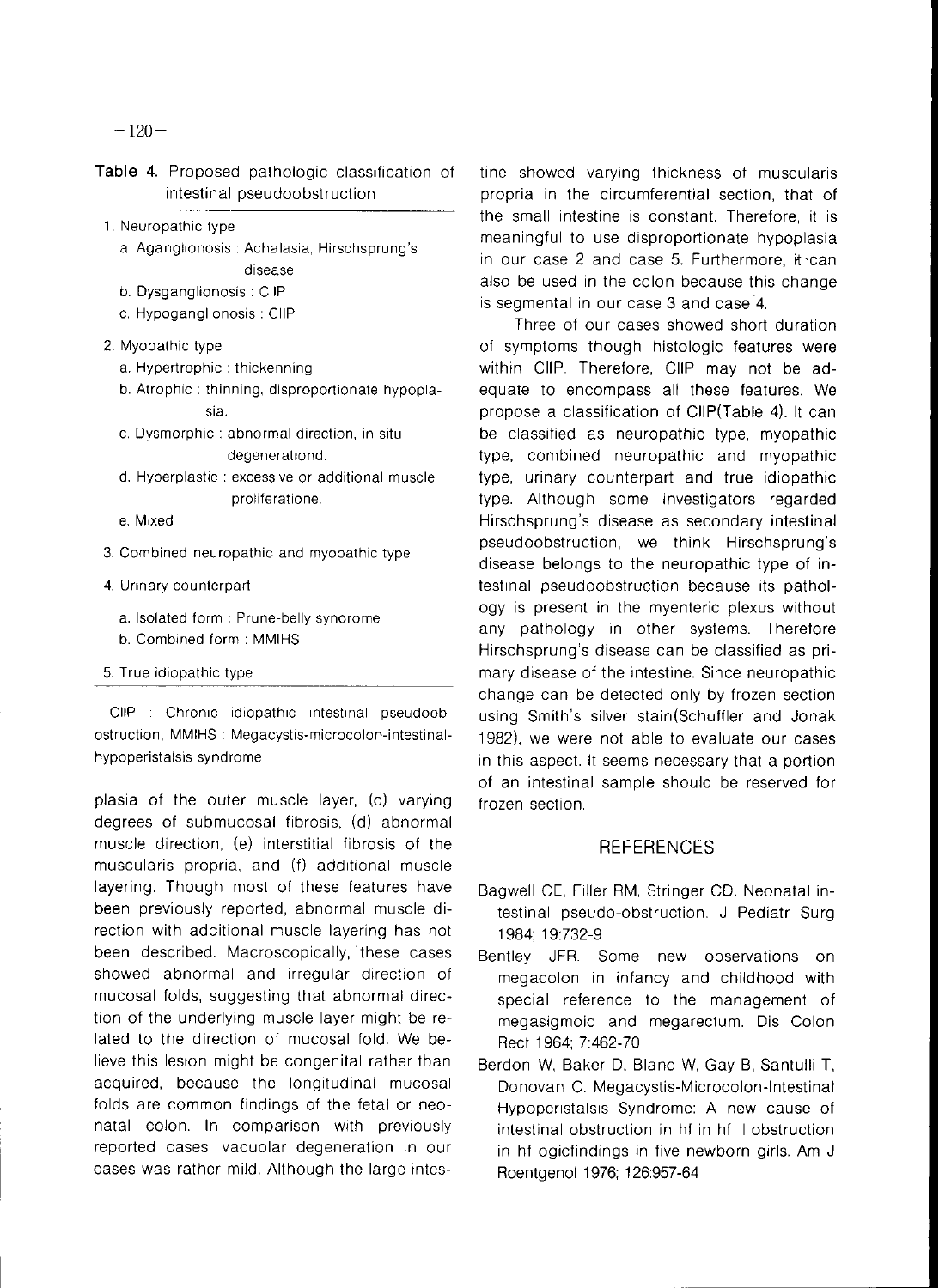**Table 4.** Proposed pathologic classification of intestinal pseudoobstruction

1. Neuropathic type
   - a. Aganglionosis : Achalasia, Hirschsprung's disease
   - b. Dysganglionosis : CIIP
   - c. Hypoganglionosis : CIIP
2. Myopathic type
   - a. Hypertrophic : thickenning
   - b. Atrophic : thinning, disproportionate hypoplasia.
   - c. Dysmorphic : abnormal direction, in situ degenerationd.
   - d. Hyperplastic : excessive or additional muscle proliferatione.
   - e. Mixed
3. Combined neuropathic and myopathic type
4. Urinary counterpart
   - a. Isolated form : Prune-belly syndrome
   - b. Combined form : MMIHS
5. True idiopathic type

CIIP : Chronic idiopathic intestinal pseudoobostruction, MMIHS : Megacystis-microcolon-intestinal-hypoperistalsis syndrome

plasia of the outer muscle layer, (c) varying degrees of submucosal fibrosis, (d) abnormal muscle direction, (e) interstitial fibrosis of the muscularis propria, and (f) additional muscle layering. Though most of these features have been previously reported, abnormal muscle direction with additional muscle layering has not been described. Macroscopically, these cases showed abnormal and irregular direction of mucosal folds, suggesting that abnormal direction of the underlying muscle layer might be related to the direction of mucosal fold. We believe this lesion might be congenital rather than acquired, because the longitudinal mucosal folds are common findings of the fetal or neonatal colon. In comparison with previously reported cases, vacuolar degeneration in our cases was rather mild. Although the large intestine showed varying thickness of muscularis propria in the circumferential section, that of the small intestine is constant. Therefore, it is meaningful to use disproportionate hypoplasia in our case 2 and case 5. Furthermore, it can also be used in the colon because this change is segmental in our case 3 and case 4.

Three of our cases showed short duration of symptoms though histologic features were within CIIP. Therefore, CIIP may not be adequate to encompass all these features. We propose a classification of CIIP(Table 4). It can be classified as neuropathic type, myopathic type, combined neuropathic and myopathic type, urinary counterpart and true idiopathic type. Although some investigators regarded Hirschsprung's disease as secondary intestinal pseudoobstruction, we think Hirschsprung's disease belongs to the neuropathic type of intestinal pseudoobstruction because its pathology is present in the myenteric plexus without any pathology in other systems. Therefore Hirschsprung's disease can be classified as primary disease of the intestine. Since neuropathic change can be detected only by frozen section using Smith's silver stain(Schuffler and Jonak 1982), we were not able to evaluate our cases in this aspect. It seems necessary that a portion of an intestinal sample should be reserved for frozen section.

## REFERENCES

Bagwell CE, Filler RM, Stringer CD. Neonatal intestinal pseudo-obstruction. J Pediatr Surg 1984; 19:732-9

Bentley JFR. Some new observations on megacolon in infancy and childhood with special reference to the management of megasigmoid and megarectum. Dis Colon Rect 1964; 7:462-70

Berdon W, Baker D, Blanc W, Gay B, Santulli T, Donovan C. Megacystis-Microcolon-Intestinal Hypoperistalsis Syndrome: A new cause of intestinal obstruction in hf in hf l obstruction in hf ogicfindings in five newborn girls. Am J Roentgenol 1976; 126:957-64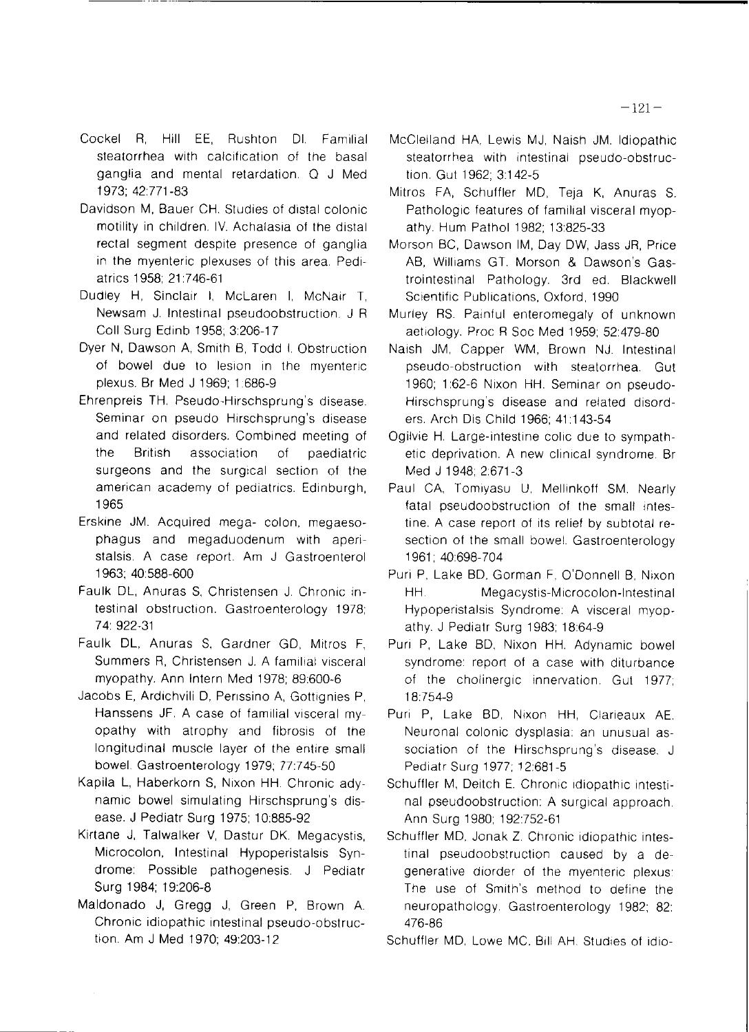Cockel R, Hill EE, Rushton DI. Familial steatorrhea with calcification of the basal ganglia and mental retardation. Q J Med 1973; 42:771-83

Davidson M, Bauer CH. Studies of distal colonic motility in children. IV. Achalasia of the distal rectal segment despite presence of ganglia in the myenteric plexuses of this area. Pediatrics 1958; 21:746-61

Dudley H, Sinclair I, McLaren I, McNair T, Newsam J. Intestinal pseudoobstruction. J R Coll Surg Edinb 1958; 3:206-17

Dyer N, Dawson A, Smith B, Todd I. Obstruction of bowel due to lesion in the myenteric plexus. Br Med J 1969; 1:686-9

Ehrenpreis TH. Pseudo-Hirschsprung's disease. Seminar on pseudo Hirschsprung's disease and related disorders. Combined meeting of the British association of paediatric surgeons and the surgical section of the american academy of pediatrics. Edinburgh, 1965

Erskine JM. Acquired mega- colon, megaesophagus and megaduodenum with aperistalsis. A case report. Am J Gastroenterol 1963; 40:588-600

Faulk DL, Anuras S, Christensen J. Chronic intestinal obstruction. Gastroenterology 1978; 74: 922-31

Faulk DL, Anuras S, Gardner GD, Mitros F, Summers R, Christensen J. A familial visceral myopathy. Ann Intern Med 1978; 89:600-6

Jacobs E, Ardichvili D, Perissino A, Gottignies P, Hanssens JF. A case of familial visceral myopathy with atrophy and fibrosis of the longitudinal muscle layer of the entire small bowel. Gastroenterology 1979; 77:745-50

Kapila L, Haberkorn S, Nixon HH. Chronic adynamic bowel simulating Hirschsprung's disease. J Pediatr Surg 1975; 10:885-92

Kirtane J, Talwalker V, Dastur DK. Megacystis, Microcolon, Intestinal Hypoperistalsis Syndrome: Possible pathogenesis. J Pediatr Surg 1984; 19:206-8

Maldonado J, Gregg J, Green P, Brown A. Chronic idiopathic intestinal pseudo-obstruction. Am J Med 1970; 49:203-12

McClelland HA, Lewis MJ, Naish JM. Idiopathic steatorrhea with intestinal pseudo-obstruction. Gut 1962; 3:142-5

Mitros FA, Schuffler MD, Teja K, Anuras S. Pathologic features of familial visceral myopathy. Hum Pathol 1982; 13:825-33

Morson BC, Dawson IM, Day DW, Jass JR, Price AB, Williams GT. Morson & Dawson's Gastrointestinal Pathology. 3rd ed. Blackwell Scientific Publications, Oxford, 1990

Murley RS. Painful enteromegaly of unknown aetiology. Proc R Soc Med 1959; 52:479-80

Naish JM, Capper WM, Brown NJ. Intestinal pseudo-obstruction with steatorrhea. Gut 1960; 1:62-6 Nixon HH. Seminar on pseudo-Hirschsprung's disease and related disorders. Arch Dis Child 1966; 41:143-54

Ogilvie H. Large-intestine colic due to sympathetic deprivation. A new clinical syndrome. Br Med J 1948; 2:671-3

Paul CA, Tomiyasu U, Mellinkoff SM. Nearly fatal pseudoobstruction of the small intestine. A case report of its relief by subtotal resection of the small bowel. Gastroenterology 1961; 40:698-704

Puri P, Lake BD, Gorman F, O'Donnell B, Nixon HH. Megacystis-Microcolon-Intestinal Hypoperistalsis Syndrome: A visceral myopathy. J Pediatr Surg 1983; 18:64-9

Puri P, Lake BD, Nixon HH. Adynamic bowel syndrome: report of a case with diturbance of the cholinergic innervation. Gut 1977; 18:754-9

Puri P, Lake BD, Nixon HH, Clarieaux AE. Neuronal colonic dysplasia: an unusual association of the Hirschsprung's disease. J Pediatr Surg 1977; 12:681-5

Schuffler M, Deitch E. Chronic idiopathic intestinal pseudoobstruction: A surgical approach. Ann Surg 1980; 192:752-61

Schuffler MD, Jonak Z. Chronic idiopathic intestinal pseudoobstruction caused by a degenerative diorder of the myenteric plexus: The use of Smith's method to define the neuropathology. Gastroenterology 1982; 82: 476-86

Schuffler MD, Lowe MC, Bill AH. Studies of idio-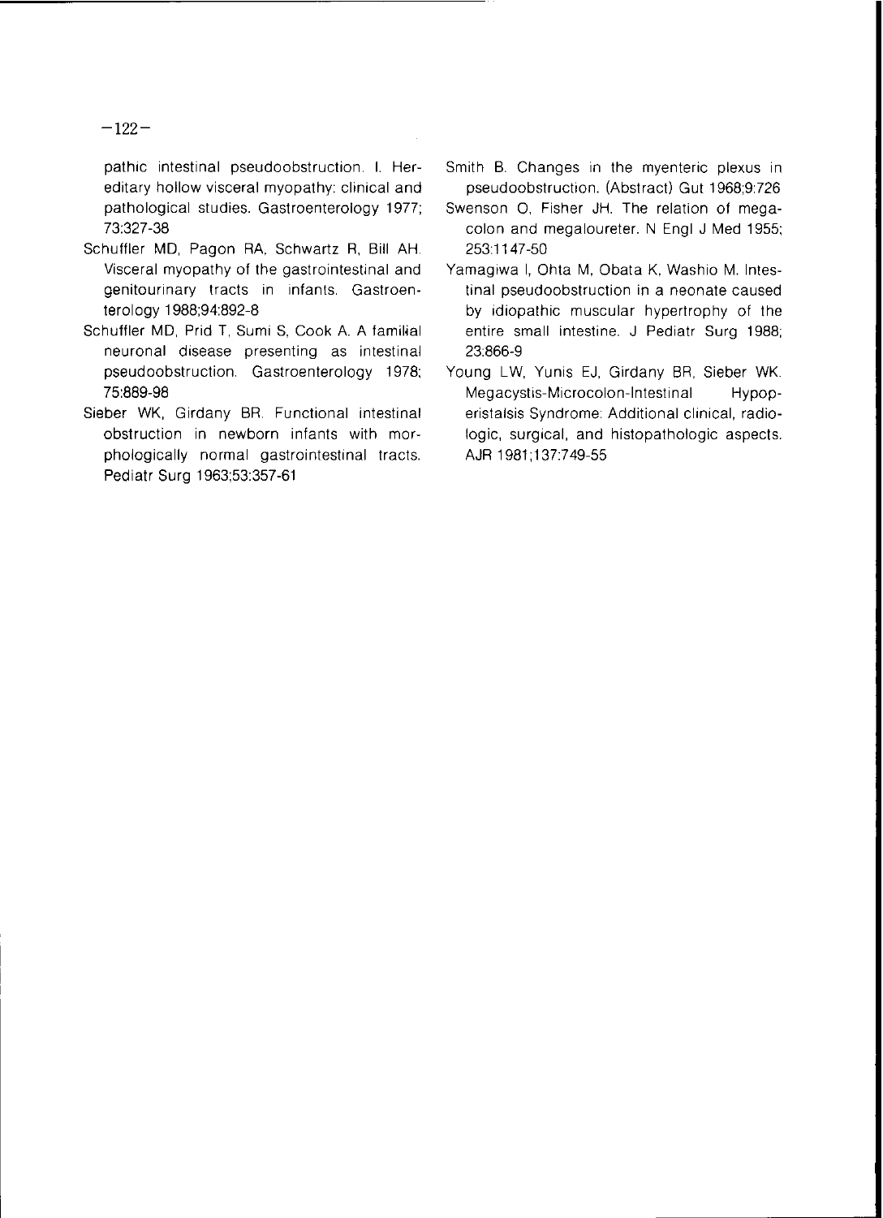pathic intestinal pseudoobstruction. I. Hereditary hollow visceral myopathy: clinical and pathological studies. Gastroenterology 1977; 73:327-38

Schuffler MD, Pagon RA, Schwartz R, Bill AH. Visceral myopathy of the gastrointestinal and genitourinary tracts in infants. Gastroenterology 1988;94:892-8

Schuffler MD, Prid T, Sumi S, Cook A. A familial neuronal disease presenting as intestinal pseudoobstruction. Gastroenterology 1978; 75:889-98

Sieber WK, Girdany BR. Functional intestinal obstruction in newborn infants with morphologically normal gastrointestinal tracts. Pediatr Surg 1963;53:357-61

Smith B. Changes in the myenteric plexus in pseudoobstruction. (Abstract) Gut 1968;9:726

Swenson O, Fisher JH. The relation of megacolon and megaloureter. N Engl J Med 1955; 253:1147-50

Yamagiwa I, Ohta M, Obata K, Washio M. Intestinal pseudoobstruction in a neonate caused by idiopathic muscular hypertrophy of the entire small intestine. J Pediatr Surg 1988; 23:866-9

Young LW, Yunis EJ, Girdany BR, Sieber WK. Megacystis-Microcolon-Intestinal Hypoperistalsis Syndrome: Additional clinical, radiologic, surgical, and histopathologic aspects. AJR 1981;137:749-55